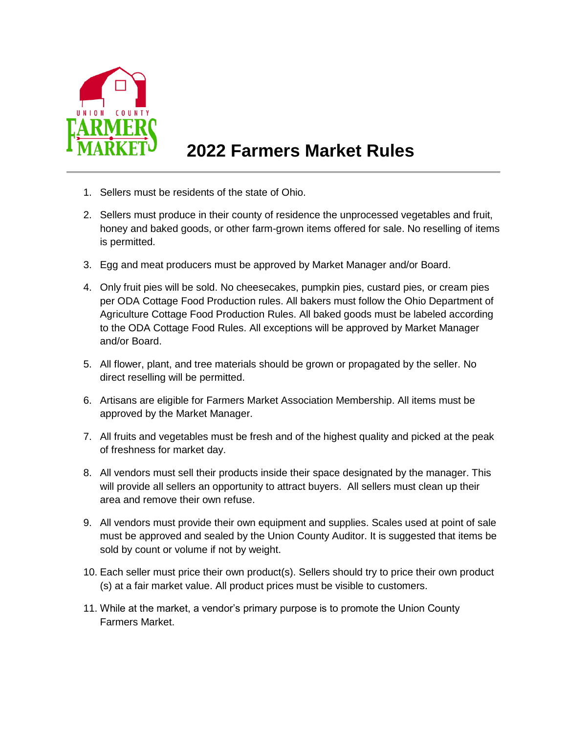# 2022 Farmers Market Rules

1. Sellers must be residents of the state of Ohio.
2. Sellers must produce in their county of residence the unprocessed vegetables and fruit, honey and baked goods, or other farm-grown items offered for sale. No reselling of items is permitted.
3. Egg and meat producers must be approved by Market Manager and/or Board.
4. Only fruit pies will be sold. No cheesecakes, pumpkin pies, custard pies, or cream pies per ODA Cottage Food Production rules. All bakers must follow the Ohio Department of Agriculture Cottage Food Production Rules. All baked goods must be labeled according to the ODA Cottage Food Rules. All exceptions will be approved by Market Manager and/or Board.
5. All flower, plant, and tree materials should be grown or propagated by the seller. No direct reselling will be permitted.
6. Artisans are eligible for Farmers Market Association Membership. All items must be approved by the Market Manager.
7. All fruits and vegetables must be fresh and of the highest quality and picked at the peak of freshness for market day.
8. All vendors must sell their products inside their space designated by the manager. This will provide all sellers an opportunity to attract buyers. All sellers must clean up their area and remove their own refuse.
9. All vendors must provide their own equipment and supplies. Scales used at point of sale must be approved and sealed by the Union County Auditor. It is suggested that items be sold by count or volume if not by weight.
10. Each seller must price their own product(s). Sellers should try to price their own product (s) at a fair market value. All product prices must be visible to customers.
11. While at the market, a vendor's primary purpose is to promote the Union County Farmers Market.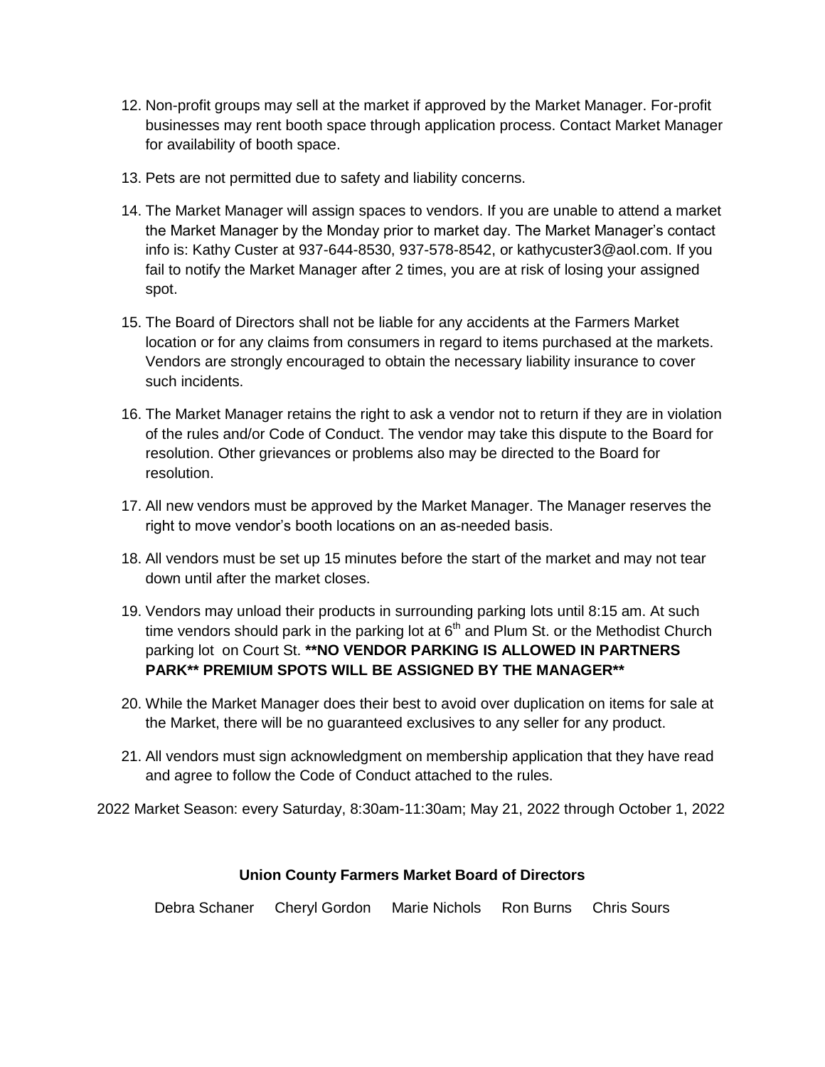12. Non-profit groups may sell at the market if approved by the Market Manager. For-profit businesses may rent booth space through application process. Contact Market Manager for availability of booth space.

13. Pets are not permitted due to safety and liability concerns.

14. The Market Manager will assign spaces to vendors. If you are unable to attend a market the Market Manager by the Monday prior to market day. The Market Manager's contact info is: Kathy Custer at 937-644-8530, 937-578-8542, or kathycuster3@aol.com. If you fail to notify the Market Manager after 2 times, you are at risk of losing your assigned spot.

15. The Board of Directors shall not be liable for any accidents at the Farmers Market location or for any claims from consumers in regard to items purchased at the markets. Vendors are strongly encouraged to obtain the necessary liability insurance to cover such incidents.

16. The Market Manager retains the right to ask a vendor not to return if they are in violation of the rules and/or Code of Conduct. The vendor may take this dispute to the Board for resolution. Other grievances or problems also may be directed to the Board for resolution.

17. All new vendors must be approved by the Market Manager. The Manager reserves the right to move vendor's booth locations on an as-needed basis.

18. All vendors must be set up 15 minutes before the start of the market and may not tear down until after the market closes.

19. Vendors may unload their products in surrounding parking lots until 8:15 am. At such time vendors should park in the parking lot at 6th and Plum St. or the Methodist Church parking lot on Court St. **\*\*NO VENDOR PARKING IS ALLOWED IN PARTNERS PARK\*\* PREMIUM SPOTS WILL BE ASSIGNED BY THE MANAGER\*\***

20. While the Market Manager does their best to avoid over duplication on items for sale at the Market, there will be no guaranteed exclusives to any seller for any product.

21. All vendors must sign acknowledgment on membership application that they have read and agree to follow the Code of Conduct attached to the rules.

2022 Market Season: every Saturday, 8:30am-11:30am; May 21, 2022 through October 1, 2022

**Union County Farmers Market Board of Directors**

Debra Schaner Cheryl Gordon Marie Nichols Ron Burns Chris Sours